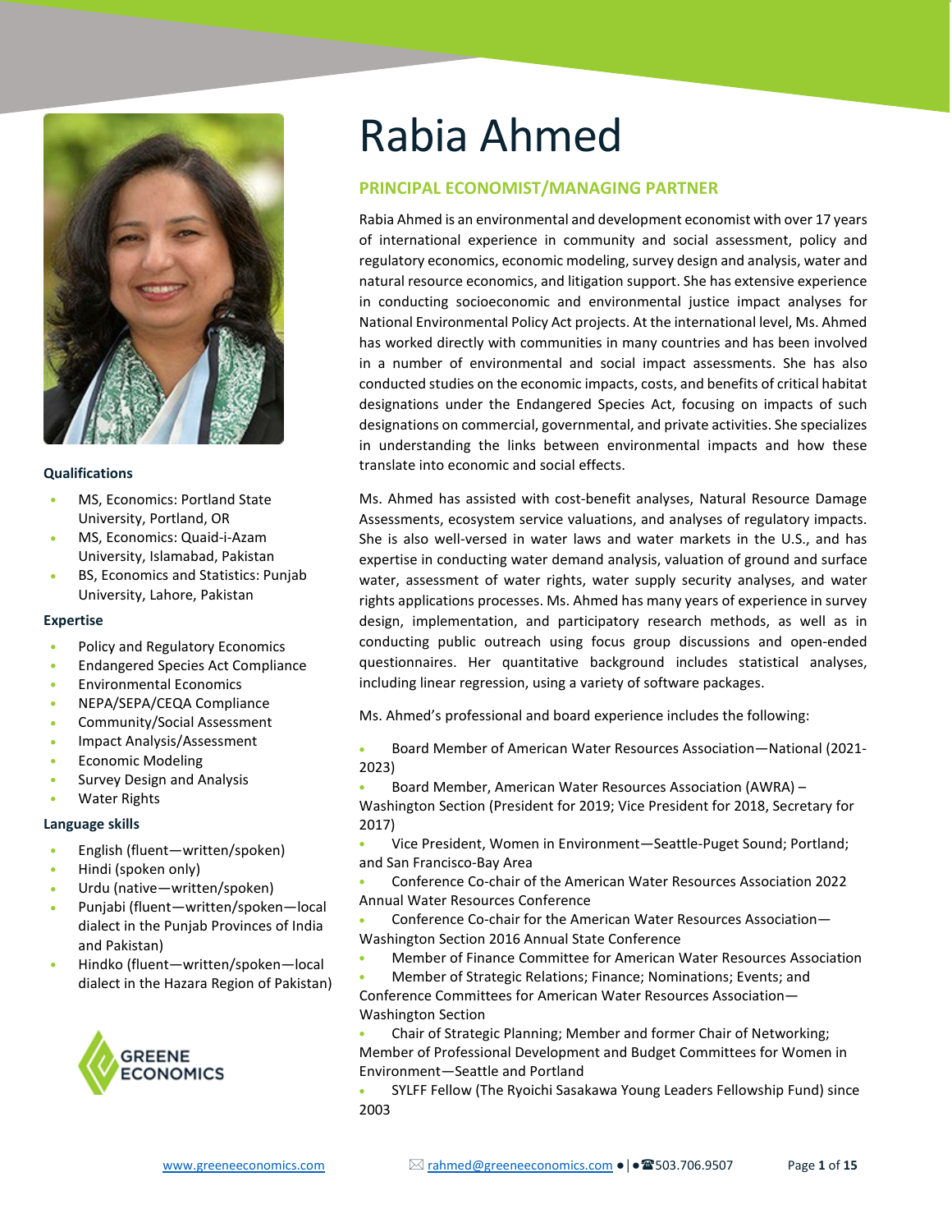# Rabia Ahmed

## PRINCIPAL ECONOMIST/MANAGING PARTNER

Rabia Ahmed is an environmental and development economist with over 17 years of international experience in community and social assessment, policy and regulatory economics, economic modeling, survey design and analysis, water and natural resource economics, and litigation support. She has extensive experience in conducting socioeconomic and environmental justice impact analyses for National Environmental Policy Act projects. At the international level, Ms. Ahmed has worked directly with communities in many countries and has been involved in a number of environmental and social impact assessments. She has also conducted studies on the economic impacts, costs, and benefits of critical habitat designations under the Endangered Species Act, focusing on impacts of such designations on commercial, governmental, and private activities. She specializes in understanding the links between environmental impacts and how these translate into economic and social effects.

Ms. Ahmed has assisted with cost-benefit analyses, Natural Resource Damage Assessments, ecosystem service valuations, and analyses of regulatory impacts. She is also well-versed in water laws and water markets in the U.S., and has expertise in conducting water demand analysis, valuation of ground and surface water, assessment of water rights, water supply security analyses, and water rights applications processes. Ms. Ahmed has many years of experience in survey design, implementation, and participatory research methods, as well as in conducting public outreach using focus group discussions and open-ended questionnaires. Her quantitative background includes statistical analyses, including linear regression, using a variety of software packages.

Ms. Ahmed's professional and board experience includes the following:

- Board Member of American Water Resources Association—National (2021-2023)
- Board Member, American Water Resources Association (AWRA) – Washington Section (President for 2019; Vice President for 2018, Secretary for 2017)
- Vice President, Women in Environment—Seattle-Puget Sound; Portland; and San Francisco-Bay Area
- Conference Co-chair of the American Water Resources Association 2022 Annual Water Resources Conference
- Conference Co-chair for the American Water Resources Association—Washington Section 2016 Annual State Conference
- Member of Finance Committee for American Water Resources Association
- Member of Strategic Relations; Finance; Nominations; Events; and Conference Committees for American Water Resources Association—Washington Section
- Chair of Strategic Planning; Member and former Chair of Networking; Member of Professional Development and Budget Committees for Women in Environment—Seattle and Portland
- SYLFF Fellow (The Ryoichi Sasakawa Young Leaders Fellowship Fund) since 2003

### Qualifications

- MS, Economics: Portland State University, Portland, OR
- MS, Economics: Quaid-i-Azam University, Islamabad, Pakistan
- BS, Economics and Statistics: Punjab University, Lahore, Pakistan

### Expertise

- Policy and Regulatory Economics
- Endangered Species Act Compliance
- Environmental Economics
- NEPA/SEPA/CEQA Compliance
- Community/Social Assessment
- Impact Analysis/Assessment
- Economic Modeling
- Survey Design and Analysis
- Water Rights

### Language skills

- English (fluent—written/spoken)
- Hindi (spoken only)
- Urdu (native—written/spoken)
- Punjabi (fluent—written/spoken—local dialect in the Punjab Provinces of India and Pakistan)
- Hindko (fluent—written/spoken—local dialect in the Hazara Region of Pakistan)

GREENE ECONOMICS

www.greeneeconomics.com rahmed@greeneeconomics.com ● | ● 503.706.9507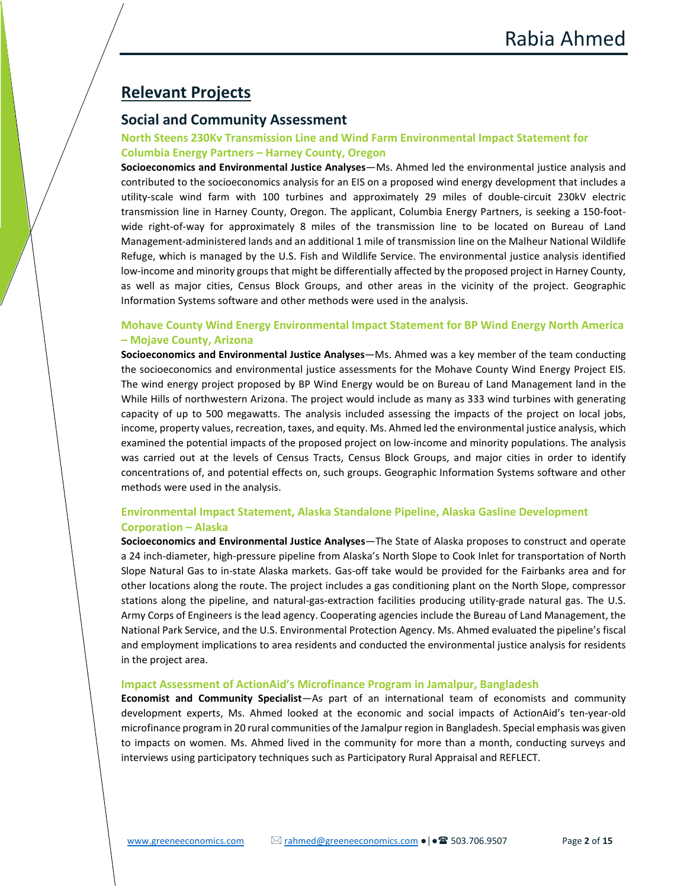## Relevant Projects

### Social and Community Assessment

#### North Steens 230Kv Transmission Line and Wind Farm Environmental Impact Statement for Columbia Energy Partners – Harney County, Oregon

**Socioeconomics and Environmental Justice Analyses**—Ms. Ahmed led the environmental justice analysis and contributed to the socioeconomics analysis for an EIS on a proposed wind energy development that includes a utility-scale wind farm with 100 turbines and approximately 29 miles of double-circuit 230kV electric transmission line in Harney County, Oregon. The applicant, Columbia Energy Partners, is seeking a 150-foot-wide right-of-way for approximately 8 miles of the transmission line to be located on Bureau of Land Management-administered lands and an additional 1 mile of transmission line on the Malheur National Wildlife Refuge, which is managed by the U.S. Fish and Wildlife Service. The environmental justice analysis identified low-income and minority groups that might be differentially affected by the proposed project in Harney County, as well as major cities, Census Block Groups, and other areas in the vicinity of the project. Geographic Information Systems software and other methods were used in the analysis.

#### Mohave County Wind Energy Environmental Impact Statement for BP Wind Energy North America – Mojave County, Arizona

**Socioeconomics and Environmental Justice Analyses**—Ms. Ahmed was a key member of the team conducting the socioeconomics and environmental justice assessments for the Mohave County Wind Energy Project EIS. The wind energy project proposed by BP Wind Energy would be on Bureau of Land Management land in the While Hills of northwestern Arizona. The project would include as many as 333 wind turbines with generating capacity of up to 500 megawatts. The analysis included assessing the impacts of the project on local jobs, income, property values, recreation, taxes, and equity. Ms. Ahmed led the environmental justice analysis, which examined the potential impacts of the proposed project on low-income and minority populations. The analysis was carried out at the levels of Census Tracts, Census Block Groups, and major cities in order to identify concentrations of, and potential effects on, such groups. Geographic Information Systems software and other methods were used in the analysis.

#### Environmental Impact Statement, Alaska Standalone Pipeline, Alaska Gasline Development Corporation – Alaska

**Socioeconomics and Environmental Justice Analyses**—The State of Alaska proposes to construct and operate a 24 inch-diameter, high-pressure pipeline from Alaska's North Slope to Cook Inlet for transportation of North Slope Natural Gas to in-state Alaska markets. Gas-off take would be provided for the Fairbanks area and for other locations along the route. The project includes a gas conditioning plant on the North Slope, compressor stations along the pipeline, and natural-gas-extraction facilities producing utility-grade natural gas. The U.S. Army Corps of Engineers is the lead agency. Cooperating agencies include the Bureau of Land Management, the National Park Service, and the U.S. Environmental Protection Agency. Ms. Ahmed evaluated the pipeline's fiscal and employment implications to area residents and conducted the environmental justice analysis for residents in the project area.

#### Impact Assessment of ActionAid's Microfinance Program in Jamalpur, Bangladesh

**Economist and Community Specialist**—As part of an international team of economists and community development experts, Ms. Ahmed looked at the economic and social impacts of ActionAid's ten-year-old microfinance program in 20 rural communities of the Jamalpur region in Bangladesh. Special emphasis was given to impacts on women. Ms. Ahmed lived in the community for more than a month, conducting surveys and interviews using participatory techniques such as Participatory Rural Appraisal and REFLECT.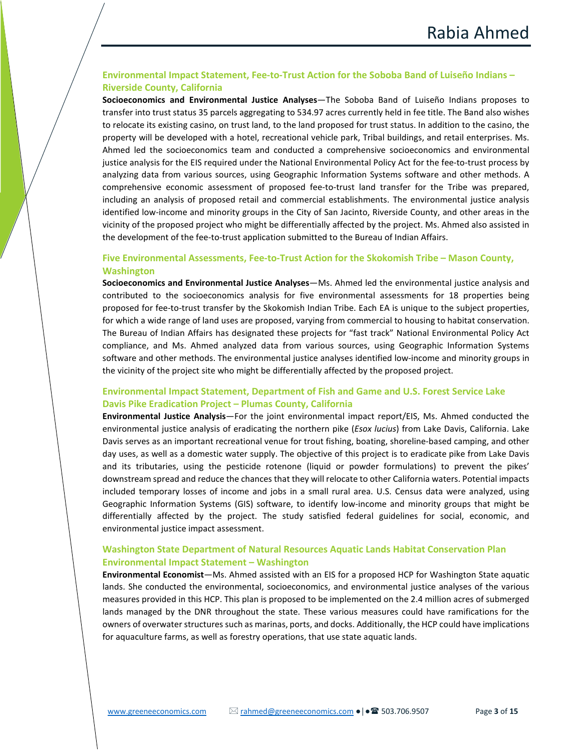### Environmental Impact Statement, Fee-to-Trust Action for the Soboba Band of Luiseño Indians – Riverside County, California

**Socioeconomics and Environmental Justice Analyses**—The Soboba Band of Luiseño Indians proposes to transfer into trust status 35 parcels aggregating to 534.97 acres currently held in fee title. The Band also wishes to relocate its existing casino, on trust land, to the land proposed for trust status. In addition to the casino, the property will be developed with a hotel, recreational vehicle park, Tribal buildings, and retail enterprises. Ms. Ahmed led the socioeconomics team and conducted a comprehensive socioeconomics and environmental justice analysis for the EIS required under the National Environmental Policy Act for the fee-to-trust process by analyzing data from various sources, using Geographic Information Systems software and other methods. A comprehensive economic assessment of proposed fee-to-trust land transfer for the Tribe was prepared, including an analysis of proposed retail and commercial establishments. The environmental justice analysis identified low-income and minority groups in the City of San Jacinto, Riverside County, and other areas in the vicinity of the proposed project who might be differentially affected by the project. Ms. Ahmed also assisted in the development of the fee-to-trust application submitted to the Bureau of Indian Affairs.

### Five Environmental Assessments, Fee-to-Trust Action for the Skokomish Tribe – Mason County, Washington

**Socioeconomics and Environmental Justice Analyses**—Ms. Ahmed led the environmental justice analysis and contributed to the socioeconomics analysis for five environmental assessments for 18 properties being proposed for fee-to-trust transfer by the Skokomish Indian Tribe. Each EA is unique to the subject properties, for which a wide range of land uses are proposed, varying from commercial to housing to habitat conservation. The Bureau of Indian Affairs has designated these projects for "fast track" National Environmental Policy Act compliance, and Ms. Ahmed analyzed data from various sources, using Geographic Information Systems software and other methods. The environmental justice analyses identified low-income and minority groups in the vicinity of the project site who might be differentially affected by the proposed project.

### Environmental Impact Statement, Department of Fish and Game and U.S. Forest Service Lake Davis Pike Eradication Project – Plumas County, California

**Environmental Justice Analysis**—For the joint environmental impact report/EIS, Ms. Ahmed conducted the environmental justice analysis of eradicating the northern pike (*Esox lucius*) from Lake Davis, California. Lake Davis serves as an important recreational venue for trout fishing, boating, shoreline-based camping, and other day uses, as well as a domestic water supply. The objective of this project is to eradicate pike from Lake Davis and its tributaries, using the pesticide rotenone (liquid or powder formulations) to prevent the pikes' downstream spread and reduce the chances that they will relocate to other California waters. Potential impacts included temporary losses of income and jobs in a small rural area. U.S. Census data were analyzed, using Geographic Information Systems (GIS) software, to identify low-income and minority groups that might be differentially affected by the project. The study satisfied federal guidelines for social, economic, and environmental justice impact assessment.

### Washington State Department of Natural Resources Aquatic Lands Habitat Conservation Plan Environmental Impact Statement – Washington

**Environmental Economist**—Ms. Ahmed assisted with an EIS for a proposed HCP for Washington State aquatic lands. She conducted the environmental, socioeconomics, and environmental justice analyses of the various measures provided in this HCP. This plan is proposed to be implemented on the 2.4 million acres of submerged lands managed by the DNR throughout the state. These various measures could have ramifications for the owners of overwater structures such as marinas, ports, and docks. Additionally, the HCP could have implications for aquaculture farms, as well as forestry operations, that use state aquatic lands.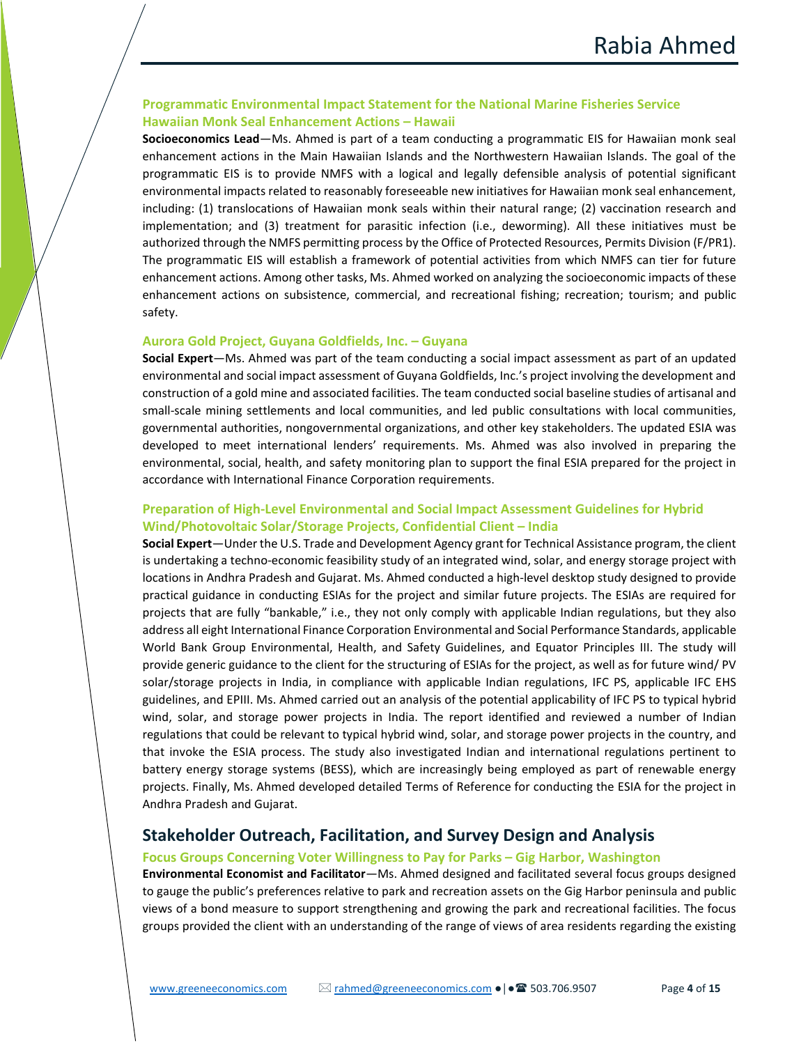### Programmatic Environmental Impact Statement for the National Marine Fisheries Service Hawaiian Monk Seal Enhancement Actions – Hawaii

**Socioeconomics Lead**—Ms. Ahmed is part of a team conducting a programmatic EIS for Hawaiian monk seal enhancement actions in the Main Hawaiian Islands and the Northwestern Hawaiian Islands. The goal of the programmatic EIS is to provide NMFS with a logical and legally defensible analysis of potential significant environmental impacts related to reasonably foreseeable new initiatives for Hawaiian monk seal enhancement, including: (1) translocations of Hawaiian monk seals within their natural range; (2) vaccination research and implementation; and (3) treatment for parasitic infection (i.e., deworming). All these initiatives must be authorized through the NMFS permitting process by the Office of Protected Resources, Permits Division (F/PR1). The programmatic EIS will establish a framework of potential activities from which NMFS can tier for future enhancement actions. Among other tasks, Ms. Ahmed worked on analyzing the socioeconomic impacts of these enhancement actions on subsistence, commercial, and recreational fishing; recreation; tourism; and public safety.

### Aurora Gold Project, Guyana Goldfields, Inc. – Guyana

**Social Expert**—Ms. Ahmed was part of the team conducting a social impact assessment as part of an updated environmental and social impact assessment of Guyana Goldfields, Inc.'s project involving the development and construction of a gold mine and associated facilities. The team conducted social baseline studies of artisanal and small-scale mining settlements and local communities, and led public consultations with local communities, governmental authorities, nongovernmental organizations, and other key stakeholders. The updated ESIA was developed to meet international lenders' requirements. Ms. Ahmed was also involved in preparing the environmental, social, health, and safety monitoring plan to support the final ESIA prepared for the project in accordance with International Finance Corporation requirements.

### Preparation of High-Level Environmental and Social Impact Assessment Guidelines for Hybrid Wind/Photovoltaic Solar/Storage Projects, Confidential Client – India

**Social Expert**—Under the U.S. Trade and Development Agency grant for Technical Assistance program, the client is undertaking a techno-economic feasibility study of an integrated wind, solar, and energy storage project with locations in Andhra Pradesh and Gujarat. Ms. Ahmed conducted a high-level desktop study designed to provide practical guidance in conducting ESIAs for the project and similar future projects. The ESIAs are required for projects that are fully "bankable," i.e., they not only comply with applicable Indian regulations, but they also address all eight International Finance Corporation Environmental and Social Performance Standards, applicable World Bank Group Environmental, Health, and Safety Guidelines, and Equator Principles III. The study will provide generic guidance to the client for the structuring of ESIAs for the project, as well as for future wind/ PV solar/storage projects in India, in compliance with applicable Indian regulations, IFC PS, applicable IFC EHS guidelines, and EPIII. Ms. Ahmed carried out an analysis of the potential applicability of IFC PS to typical hybrid wind, solar, and storage power projects in India. The report identified and reviewed a number of Indian regulations that could be relevant to typical hybrid wind, solar, and storage power projects in the country, and that invoke the ESIA process. The study also investigated Indian and international regulations pertinent to battery energy storage systems (BESS), which are increasingly being employed as part of renewable energy projects. Finally, Ms. Ahmed developed detailed Terms of Reference for conducting the ESIA for the project in Andhra Pradesh and Gujarat.

## Stakeholder Outreach, Facilitation, and Survey Design and Analysis

### Focus Groups Concerning Voter Willingness to Pay for Parks – Gig Harbor, Washington

**Environmental Economist and Facilitator**—Ms. Ahmed designed and facilitated several focus groups designed to gauge the public's preferences relative to park and recreation assets on the Gig Harbor peninsula and public views of a bond measure to support strengthening and growing the park and recreational facilities. The focus groups provided the client with an understanding of the range of views of area residents regarding the existing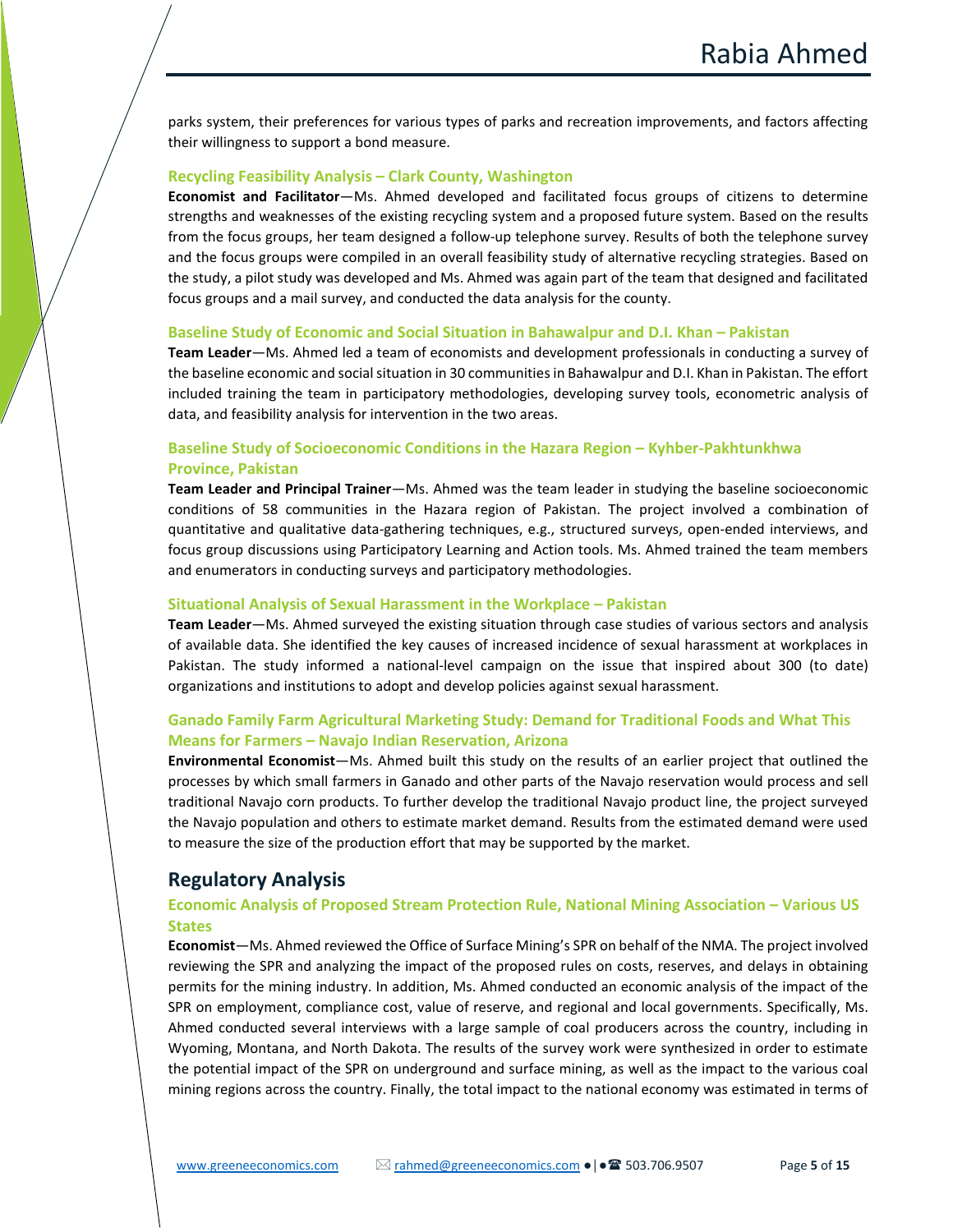parks system, their preferences for various types of parks and recreation improvements, and factors affecting their willingness to support a bond measure.

### Recycling Feasibility Analysis – Clark County, Washington

**Economist and Facilitator**—Ms. Ahmed developed and facilitated focus groups of citizens to determine strengths and weaknesses of the existing recycling system and a proposed future system. Based on the results from the focus groups, her team designed a follow-up telephone survey. Results of both the telephone survey and the focus groups were compiled in an overall feasibility study of alternative recycling strategies. Based on the study, a pilot study was developed and Ms. Ahmed was again part of the team that designed and facilitated focus groups and a mail survey, and conducted the data analysis for the county.

### Baseline Study of Economic and Social Situation in Bahawalpur and D.I. Khan – Pakistan

**Team Leader**—Ms. Ahmed led a team of economists and development professionals in conducting a survey of the baseline economic and social situation in 30 communities in Bahawalpur and D.I. Khan in Pakistan. The effort included training the team in participatory methodologies, developing survey tools, econometric analysis of data, and feasibility analysis for intervention in the two areas.

### Baseline Study of Socioeconomic Conditions in the Hazara Region – Kyhber-Pakhtunkhwa Province, Pakistan

**Team Leader and Principal Trainer**—Ms. Ahmed was the team leader in studying the baseline socioeconomic conditions of 58 communities in the Hazara region of Pakistan. The project involved a combination of quantitative and qualitative data-gathering techniques, e.g., structured surveys, open-ended interviews, and focus group discussions using Participatory Learning and Action tools. Ms. Ahmed trained the team members and enumerators in conducting surveys and participatory methodologies.

### Situational Analysis of Sexual Harassment in the Workplace – Pakistan

**Team Leader**—Ms. Ahmed surveyed the existing situation through case studies of various sectors and analysis of available data. She identified the key causes of increased incidence of sexual harassment at workplaces in Pakistan. The study informed a national-level campaign on the issue that inspired about 300 (to date) organizations and institutions to adopt and develop policies against sexual harassment.

### Ganado Family Farm Agricultural Marketing Study: Demand for Traditional Foods and What This Means for Farmers – Navajo Indian Reservation, Arizona

**Environmental Economist**—Ms. Ahmed built this study on the results of an earlier project that outlined the processes by which small farmers in Ganado and other parts of the Navajo reservation would process and sell traditional Navajo corn products. To further develop the traditional Navajo product line, the project surveyed the Navajo population and others to estimate market demand. Results from the estimated demand were used to measure the size of the production effort that may be supported by the market.

## Regulatory Analysis

### Economic Analysis of Proposed Stream Protection Rule, National Mining Association – Various US States

**Economist**—Ms. Ahmed reviewed the Office of Surface Mining's SPR on behalf of the NMA. The project involved reviewing the SPR and analyzing the impact of the proposed rules on costs, reserves, and delays in obtaining permits for the mining industry. In addition, Ms. Ahmed conducted an economic analysis of the impact of the SPR on employment, compliance cost, value of reserve, and regional and local governments. Specifically, Ms. Ahmed conducted several interviews with a large sample of coal producers across the country, including in Wyoming, Montana, and North Dakota. The results of the survey work were synthesized in order to estimate the potential impact of the SPR on underground and surface mining, as well as the impact to the various coal mining regions across the country. Finally, the total impact to the national economy was estimated in terms of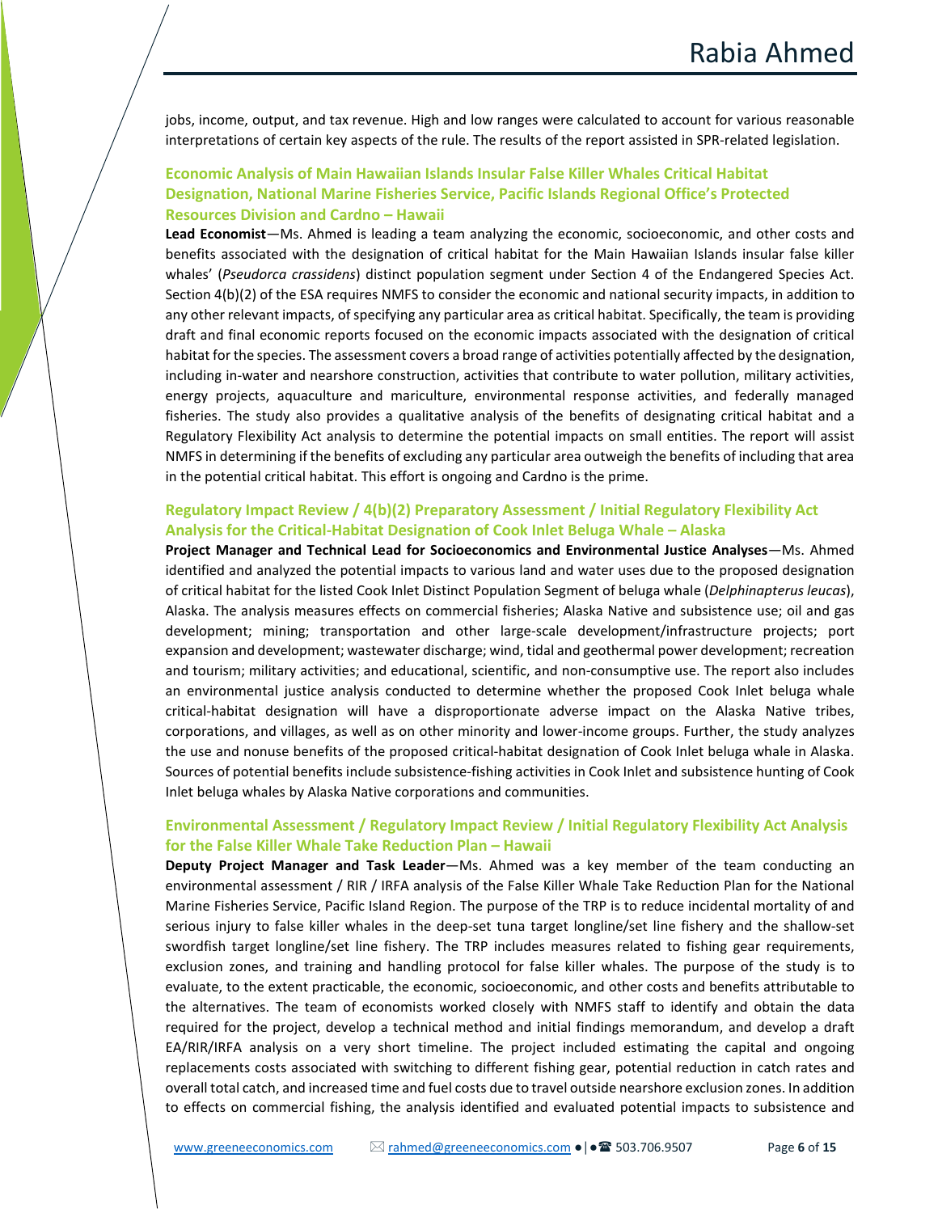jobs, income, output, and tax revenue. High and low ranges were calculated to account for various reasonable interpretations of certain key aspects of the rule. The results of the report assisted in SPR-related legislation.

### Economic Analysis of Main Hawaiian Islands Insular False Killer Whales Critical Habitat Designation, National Marine Fisheries Service, Pacific Islands Regional Office's Protected Resources Division and Cardno – Hawaii

**Lead Economist**—Ms. Ahmed is leading a team analyzing the economic, socioeconomic, and other costs and benefits associated with the designation of critical habitat for the Main Hawaiian Islands insular false killer whales' (*Pseudorca crassidens*) distinct population segment under Section 4 of the Endangered Species Act. Section 4(b)(2) of the ESA requires NMFS to consider the economic and national security impacts, in addition to any other relevant impacts, of specifying any particular area as critical habitat. Specifically, the team is providing draft and final economic reports focused on the economic impacts associated with the designation of critical habitat for the species. The assessment covers a broad range of activities potentially affected by the designation, including in-water and nearshore construction, activities that contribute to water pollution, military activities, energy projects, aquaculture and mariculture, environmental response activities, and federally managed fisheries. The study also provides a qualitative analysis of the benefits of designating critical habitat and a Regulatory Flexibility Act analysis to determine the potential impacts on small entities. The report will assist NMFS in determining if the benefits of excluding any particular area outweigh the benefits of including that area in the potential critical habitat. This effort is ongoing and Cardno is the prime.

### Regulatory Impact Review / 4(b)(2) Preparatory Assessment / Initial Regulatory Flexibility Act Analysis for the Critical-Habitat Designation of Cook Inlet Beluga Whale – Alaska

**Project Manager and Technical Lead for Socioeconomics and Environmental Justice Analyses**—Ms. Ahmed identified and analyzed the potential impacts to various land and water uses due to the proposed designation of critical habitat for the listed Cook Inlet Distinct Population Segment of beluga whale (*Delphinapterus leucas*), Alaska. The analysis measures effects on commercial fisheries; Alaska Native and subsistence use; oil and gas development; mining; transportation and other large-scale development/infrastructure projects; port expansion and development; wastewater discharge; wind, tidal and geothermal power development; recreation and tourism; military activities; and educational, scientific, and non-consumptive use. The report also includes an environmental justice analysis conducted to determine whether the proposed Cook Inlet beluga whale critical-habitat designation will have a disproportionate adverse impact on the Alaska Native tribes, corporations, and villages, as well as on other minority and lower-income groups. Further, the study analyzes the use and nonuse benefits of the proposed critical-habitat designation of Cook Inlet beluga whale in Alaska. Sources of potential benefits include subsistence-fishing activities in Cook Inlet and subsistence hunting of Cook Inlet beluga whales by Alaska Native corporations and communities.

### Environmental Assessment / Regulatory Impact Review / Initial Regulatory Flexibility Act Analysis for the False Killer Whale Take Reduction Plan – Hawaii

**Deputy Project Manager and Task Leader**—Ms. Ahmed was a key member of the team conducting an environmental assessment / RIR / IRFA analysis of the False Killer Whale Take Reduction Plan for the National Marine Fisheries Service, Pacific Island Region. The purpose of the TRP is to reduce incidental mortality of and serious injury to false killer whales in the deep-set tuna target longline/set line fishery and the shallow-set swordfish target longline/set line fishery. The TRP includes measures related to fishing gear requirements, exclusion zones, and training and handling protocol for false killer whales. The purpose of the study is to evaluate, to the extent practicable, the economic, socioeconomic, and other costs and benefits attributable to the alternatives. The team of economists worked closely with NMFS staff to identify and obtain the data required for the project, develop a technical method and initial findings memorandum, and develop a draft EA/RIR/IRFA analysis on a very short timeline. The project included estimating the capital and ongoing replacements costs associated with switching to different fishing gear, potential reduction in catch rates and overall total catch, and increased time and fuel costs due to travel outside nearshore exclusion zones. In addition to effects on commercial fishing, the analysis identified and evaluated potential impacts to subsistence and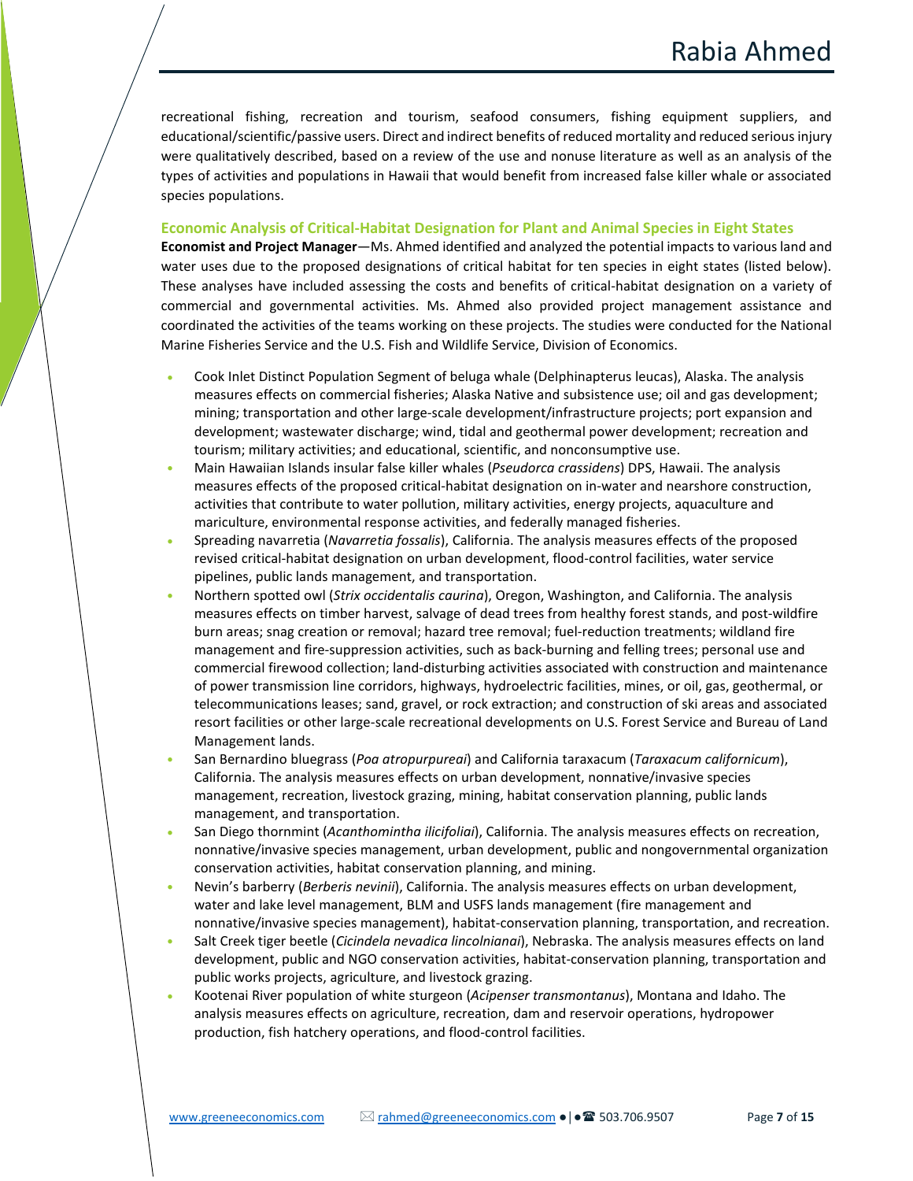recreational fishing, recreation and tourism, seafood consumers, fishing equipment suppliers, and educational/scientific/passive users. Direct and indirect benefits of reduced mortality and reduced serious injury were qualitatively described, based on a review of the use and nonuse literature as well as an analysis of the types of activities and populations in Hawaii that would benefit from increased false killer whale or associated species populations.

### Economic Analysis of Critical-Habitat Designation for Plant and Animal Species in Eight States

**Economist and Project Manager**—Ms. Ahmed identified and analyzed the potential impacts to various land and water uses due to the proposed designations of critical habitat for ten species in eight states (listed below). These analyses have included assessing the costs and benefits of critical-habitat designation on a variety of commercial and governmental activities. Ms. Ahmed also provided project management assistance and coordinated the activities of the teams working on these projects. The studies were conducted for the National Marine Fisheries Service and the U.S. Fish and Wildlife Service, Division of Economics.

- Cook Inlet Distinct Population Segment of beluga whale (Delphinapterus leucas), Alaska. The analysis measures effects on commercial fisheries; Alaska Native and subsistence use; oil and gas development; mining; transportation and other large-scale development/infrastructure projects; port expansion and development; wastewater discharge; wind, tidal and geothermal power development; recreation and tourism; military activities; and educational, scientific, and nonconsumptive use.
- Main Hawaiian Islands insular false killer whales (*Pseudorca crassidens*) DPS, Hawaii. The analysis measures effects of the proposed critical-habitat designation on in-water and nearshore construction, activities that contribute to water pollution, military activities, energy projects, aquaculture and mariculture, environmental response activities, and federally managed fisheries.
- Spreading navarretia (*Navarretia fossalis*), California. The analysis measures effects of the proposed revised critical-habitat designation on urban development, flood-control facilities, water service pipelines, public lands management, and transportation.
- Northern spotted owl (*Strix occidentalis caurina*), Oregon, Washington, and California. The analysis measures effects on timber harvest, salvage of dead trees from healthy forest stands, and post-wildfire burn areas; snag creation or removal; hazard tree removal; fuel-reduction treatments; wildland fire management and fire-suppression activities, such as back-burning and felling trees; personal use and commercial firewood collection; land-disturbing activities associated with construction and maintenance of power transmission line corridors, highways, hydroelectric facilities, mines, or oil, gas, geothermal, or telecommunications leases; sand, gravel, or rock extraction; and construction of ski areas and associated resort facilities or other large-scale recreational developments on U.S. Forest Service and Bureau of Land Management lands.
- San Bernardino bluegrass (*Poa atropurpureai*) and California taraxacum (*Taraxacum californicum*), California. The analysis measures effects on urban development, nonnative/invasive species management, recreation, livestock grazing, mining, habitat conservation planning, public lands management, and transportation.
- San Diego thornmint (*Acanthomintha ilicifoliai*), California. The analysis measures effects on recreation, nonnative/invasive species management, urban development, public and nongovernmental organization conservation activities, habitat conservation planning, and mining.
- Nevin's barberry (*Berberis nevinii*), California. The analysis measures effects on urban development, water and lake level management, BLM and USFS lands management (fire management and nonnative/invasive species management), habitat-conservation planning, transportation, and recreation.
- Salt Creek tiger beetle (*Cicindela nevadica lincolnianai*), Nebraska. The analysis measures effects on land development, public and NGO conservation activities, habitat-conservation planning, transportation and public works projects, agriculture, and livestock grazing.
- Kootenai River population of white sturgeon (*Acipenser transmontanus*), Montana and Idaho. The analysis measures effects on agriculture, recreation, dam and reservoir operations, hydropower production, fish hatchery operations, and flood-control facilities.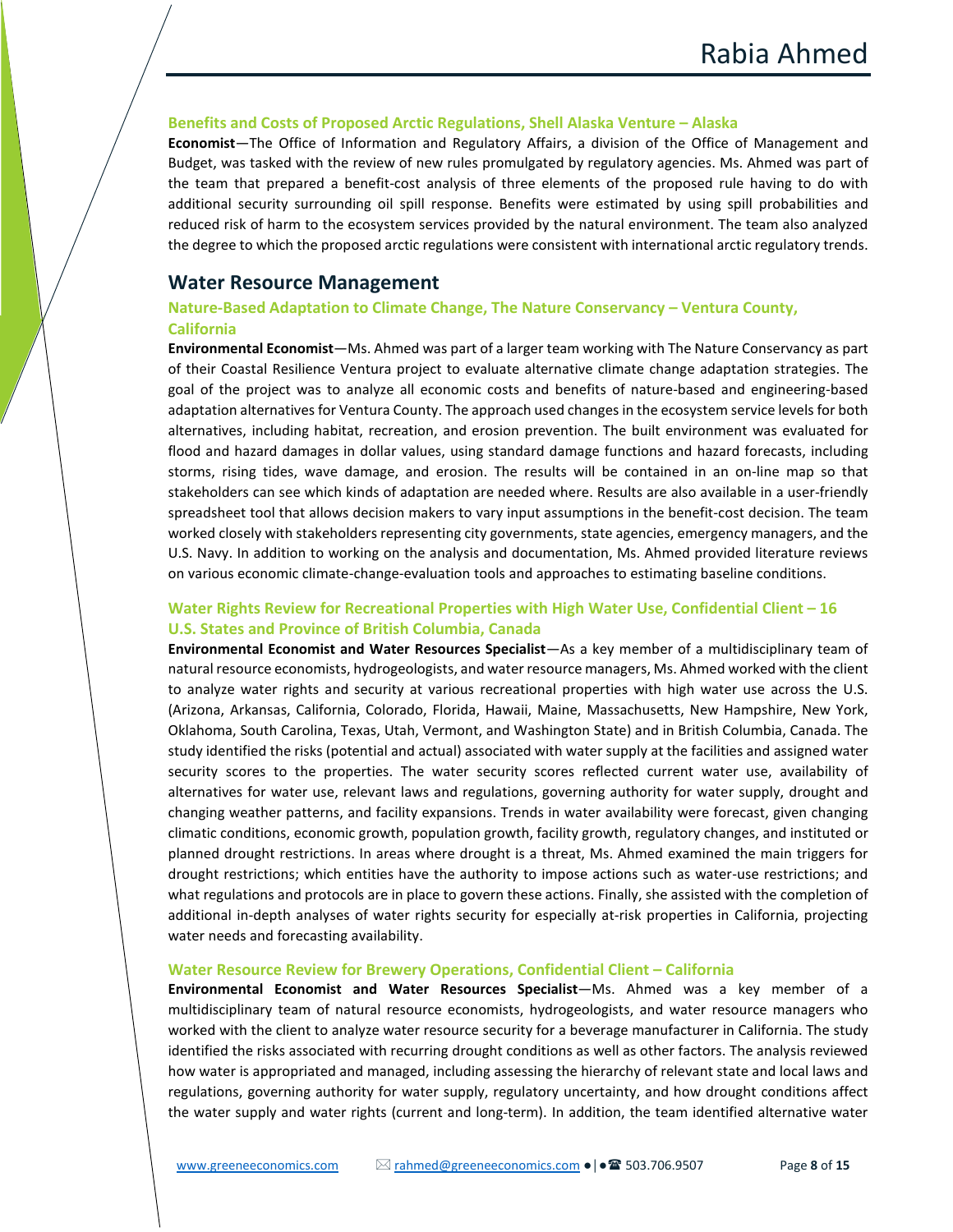### Benefits and Costs of Proposed Arctic Regulations, Shell Alaska Venture – Alaska

**Economist**—The Office of Information and Regulatory Affairs, a division of the Office of Management and Budget, was tasked with the review of new rules promulgated by regulatory agencies. Ms. Ahmed was part of the team that prepared a benefit-cost analysis of three elements of the proposed rule having to do with additional security surrounding oil spill response. Benefits were estimated by using spill probabilities and reduced risk of harm to the ecosystem services provided by the natural environment. The team also analyzed the degree to which the proposed arctic regulations were consistent with international arctic regulatory trends.

## Water Resource Management

### Nature-Based Adaptation to Climate Change, The Nature Conservancy – Ventura County, California

**Environmental Economist**—Ms. Ahmed was part of a larger team working with The Nature Conservancy as part of their Coastal Resilience Ventura project to evaluate alternative climate change adaptation strategies. The goal of the project was to analyze all economic costs and benefits of nature-based and engineering-based adaptation alternatives for Ventura County. The approach used changes in the ecosystem service levels for both alternatives, including habitat, recreation, and erosion prevention. The built environment was evaluated for flood and hazard damages in dollar values, using standard damage functions and hazard forecasts, including storms, rising tides, wave damage, and erosion. The results will be contained in an on-line map so that stakeholders can see which kinds of adaptation are needed where. Results are also available in a user-friendly spreadsheet tool that allows decision makers to vary input assumptions in the benefit-cost decision. The team worked closely with stakeholders representing city governments, state agencies, emergency managers, and the U.S. Navy. In addition to working on the analysis and documentation, Ms. Ahmed provided literature reviews on various economic climate-change-evaluation tools and approaches to estimating baseline conditions.

### Water Rights Review for Recreational Properties with High Water Use, Confidential Client – 16 U.S. States and Province of British Columbia, Canada

**Environmental Economist and Water Resources Specialist**—As a key member of a multidisciplinary team of natural resource economists, hydrogeologists, and water resource managers, Ms. Ahmed worked with the client to analyze water rights and security at various recreational properties with high water use across the U.S. (Arizona, Arkansas, California, Colorado, Florida, Hawaii, Maine, Massachusetts, New Hampshire, New York, Oklahoma, South Carolina, Texas, Utah, Vermont, and Washington State) and in British Columbia, Canada. The study identified the risks (potential and actual) associated with water supply at the facilities and assigned water security scores to the properties. The water security scores reflected current water use, availability of alternatives for water use, relevant laws and regulations, governing authority for water supply, drought and changing weather patterns, and facility expansions. Trends in water availability were forecast, given changing climatic conditions, economic growth, population growth, facility growth, regulatory changes, and instituted or planned drought restrictions. In areas where drought is a threat, Ms. Ahmed examined the main triggers for drought restrictions; which entities have the authority to impose actions such as water-use restrictions; and what regulations and protocols are in place to govern these actions. Finally, she assisted with the completion of additional in-depth analyses of water rights security for especially at-risk properties in California, projecting water needs and forecasting availability.

### Water Resource Review for Brewery Operations, Confidential Client – California

**Environmental Economist and Water Resources Specialist**—Ms. Ahmed was a key member of a multidisciplinary team of natural resource economists, hydrogeologists, and water resource managers who worked with the client to analyze water resource security for a beverage manufacturer in California. The study identified the risks associated with recurring drought conditions as well as other factors. The analysis reviewed how water is appropriated and managed, including assessing the hierarchy of relevant state and local laws and regulations, governing authority for water supply, regulatory uncertainty, and how drought conditions affect the water supply and water rights (current and long-term). In addition, the team identified alternative water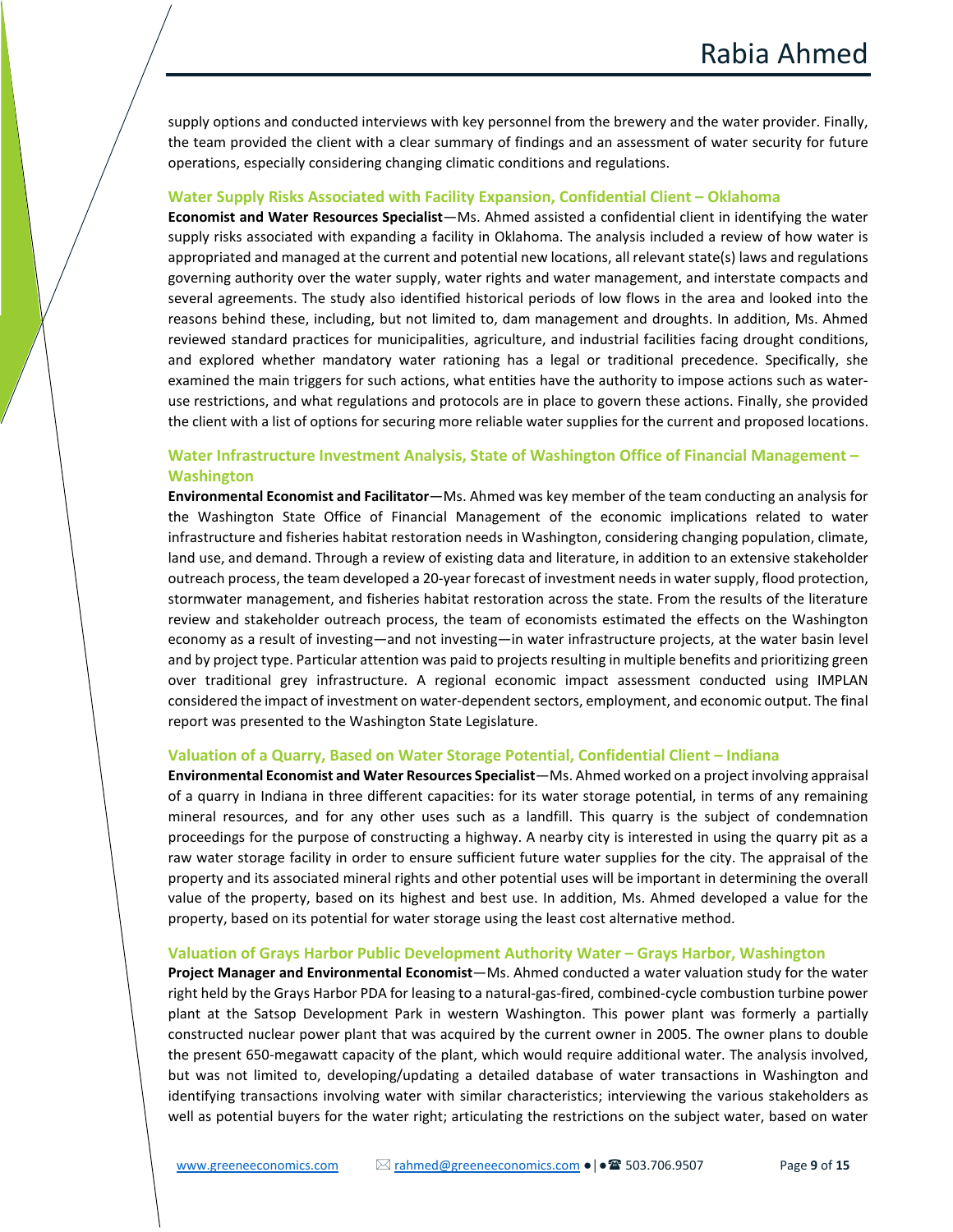supply options and conducted interviews with key personnel from the brewery and the water provider. Finally, the team provided the client with a clear summary of findings and an assessment of water security for future operations, especially considering changing climatic conditions and regulations.

### Water Supply Risks Associated with Facility Expansion, Confidential Client – Oklahoma

**Economist and Water Resources Specialist**—Ms. Ahmed assisted a confidential client in identifying the water supply risks associated with expanding a facility in Oklahoma. The analysis included a review of how water is appropriated and managed at the current and potential new locations, all relevant state(s) laws and regulations governing authority over the water supply, water rights and water management, and interstate compacts and several agreements. The study also identified historical periods of low flows in the area and looked into the reasons behind these, including, but not limited to, dam management and droughts. In addition, Ms. Ahmed reviewed standard practices for municipalities, agriculture, and industrial facilities facing drought conditions, and explored whether mandatory water rationing has a legal or traditional precedence. Specifically, she examined the main triggers for such actions, what entities have the authority to impose actions such as water-use restrictions, and what regulations and protocols are in place to govern these actions. Finally, she provided the client with a list of options for securing more reliable water supplies for the current and proposed locations.

### Water Infrastructure Investment Analysis, State of Washington Office of Financial Management – Washington

**Environmental Economist and Facilitator**—Ms. Ahmed was key member of the team conducting an analysis for the Washington State Office of Financial Management of the economic implications related to water infrastructure and fisheries habitat restoration needs in Washington, considering changing population, climate, land use, and demand. Through a review of existing data and literature, in addition to an extensive stakeholder outreach process, the team developed a 20-year forecast of investment needs in water supply, flood protection, stormwater management, and fisheries habitat restoration across the state. From the results of the literature review and stakeholder outreach process, the team of economists estimated the effects on the Washington economy as a result of investing—and not investing—in water infrastructure projects, at the water basin level and by project type. Particular attention was paid to projects resulting in multiple benefits and prioritizing green over traditional grey infrastructure. A regional economic impact assessment conducted using IMPLAN considered the impact of investment on water-dependent sectors, employment, and economic output. The final report was presented to the Washington State Legislature.

### Valuation of a Quarry, Based on Water Storage Potential, Confidential Client – Indiana

**Environmental Economist and Water Resources Specialist**—Ms. Ahmed worked on a project involving appraisal of a quarry in Indiana in three different capacities: for its water storage potential, in terms of any remaining mineral resources, and for any other uses such as a landfill. This quarry is the subject of condemnation proceedings for the purpose of constructing a highway. A nearby city is interested in using the quarry pit as a raw water storage facility in order to ensure sufficient future water supplies for the city. The appraisal of the property and its associated mineral rights and other potential uses will be important in determining the overall value of the property, based on its highest and best use. In addition, Ms. Ahmed developed a value for the property, based on its potential for water storage using the least cost alternative method.

### Valuation of Grays Harbor Public Development Authority Water – Grays Harbor, Washington

**Project Manager and Environmental Economist**—Ms. Ahmed conducted a water valuation study for the water right held by the Grays Harbor PDA for leasing to a natural-gas-fired, combined-cycle combustion turbine power plant at the Satsop Development Park in western Washington. This power plant was formerly a partially constructed nuclear power plant that was acquired by the current owner in 2005. The owner plans to double the present 650-megawatt capacity of the plant, which would require additional water. The analysis involved, but was not limited to, developing/updating a detailed database of water transactions in Washington and identifying transactions involving water with similar characteristics; interviewing the various stakeholders as well as potential buyers for the water right; articulating the restrictions on the subject water, based on water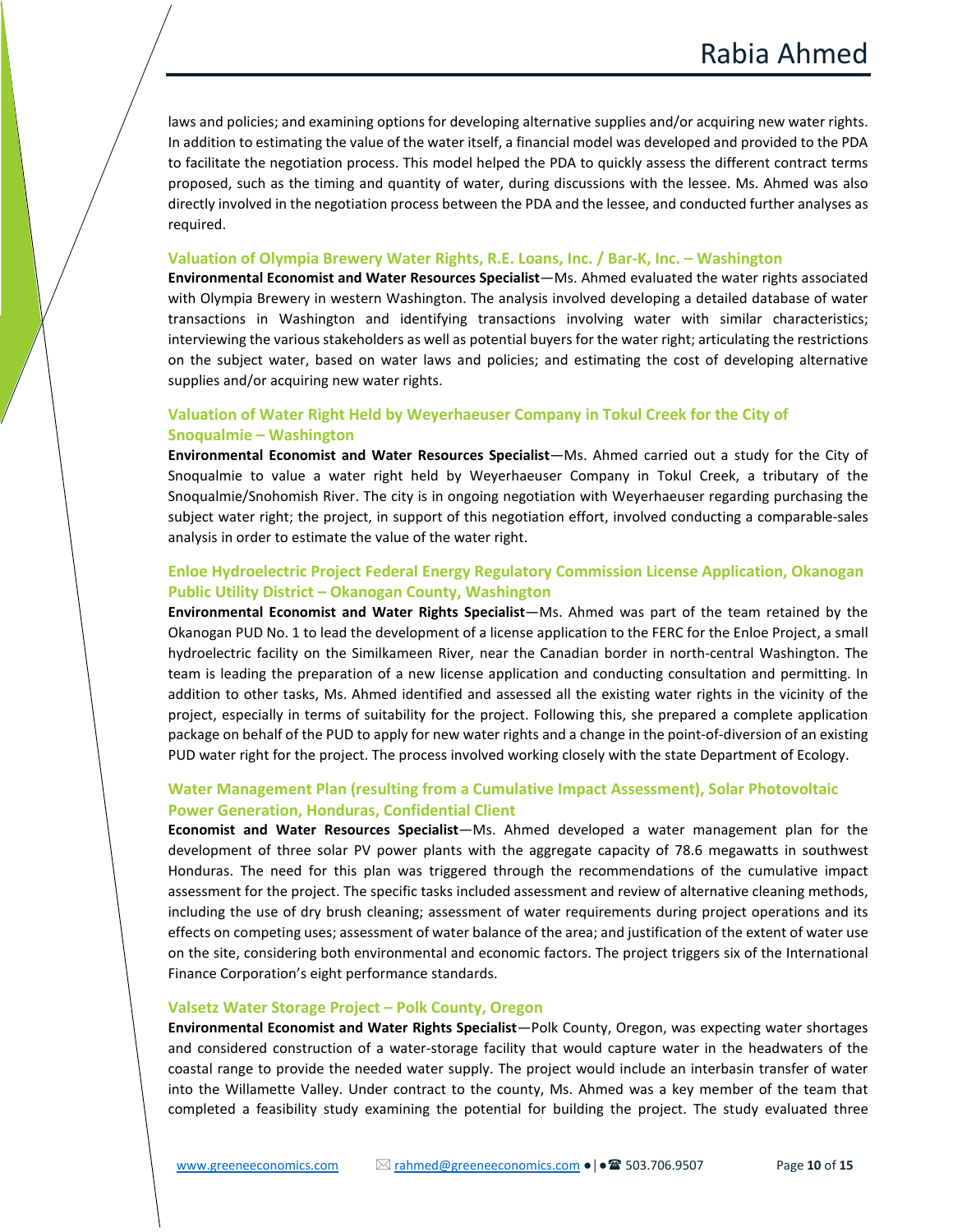laws and policies; and examining options for developing alternative supplies and/or acquiring new water rights. In addition to estimating the value of the water itself, a financial model was developed and provided to the PDA to facilitate the negotiation process. This model helped the PDA to quickly assess the different contract terms proposed, such as the timing and quantity of water, during discussions with the lessee. Ms. Ahmed was also directly involved in the negotiation process between the PDA and the lessee, and conducted further analyses as required.

### Valuation of Olympia Brewery Water Rights, R.E. Loans, Inc. / Bar-K, Inc. – Washington

**Environmental Economist and Water Resources Specialist**—Ms. Ahmed evaluated the water rights associated with Olympia Brewery in western Washington. The analysis involved developing a detailed database of water transactions in Washington and identifying transactions involving water with similar characteristics; interviewing the various stakeholders as well as potential buyers for the water right; articulating the restrictions on the subject water, based on water laws and policies; and estimating the cost of developing alternative supplies and/or acquiring new water rights.

### Valuation of Water Right Held by Weyerhaeuser Company in Tokul Creek for the City of Snoqualmie – Washington

**Environmental Economist and Water Resources Specialist**—Ms. Ahmed carried out a study for the City of Snoqualmie to value a water right held by Weyerhaeuser Company in Tokul Creek, a tributary of the Snoqualmie/Snohomish River. The city is in ongoing negotiation with Weyerhaeuser regarding purchasing the subject water right; the project, in support of this negotiation effort, involved conducting a comparable-sales analysis in order to estimate the value of the water right.

### Enloe Hydroelectric Project Federal Energy Regulatory Commission License Application, Okanogan Public Utility District – Okanogan County, Washington

**Environmental Economist and Water Rights Specialist**—Ms. Ahmed was part of the team retained by the Okanogan PUD No. 1 to lead the development of a license application to the FERC for the Enloe Project, a small hydroelectric facility on the Similkameen River, near the Canadian border in north-central Washington. The team is leading the preparation of a new license application and conducting consultation and permitting. In addition to other tasks, Ms. Ahmed identified and assessed all the existing water rights in the vicinity of the project, especially in terms of suitability for the project. Following this, she prepared a complete application package on behalf of the PUD to apply for new water rights and a change in the point-of-diversion of an existing PUD water right for the project. The process involved working closely with the state Department of Ecology.

### Water Management Plan (resulting from a Cumulative Impact Assessment), Solar Photovoltaic Power Generation, Honduras, Confidential Client

**Economist and Water Resources Specialist**—Ms. Ahmed developed a water management plan for the development of three solar PV power plants with the aggregate capacity of 78.6 megawatts in southwest Honduras. The need for this plan was triggered through the recommendations of the cumulative impact assessment for the project. The specific tasks included assessment and review of alternative cleaning methods, including the use of dry brush cleaning; assessment of water requirements during project operations and its effects on competing uses; assessment of water balance of the area; and justification of the extent of water use on the site, considering both environmental and economic factors. The project triggers six of the International Finance Corporation's eight performance standards.

### Valsetz Water Storage Project – Polk County, Oregon

**Environmental Economist and Water Rights Specialist**—Polk County, Oregon, was expecting water shortages and considered construction of a water-storage facility that would capture water in the headwaters of the coastal range to provide the needed water supply. The project would include an interbasin transfer of water into the Willamette Valley. Under contract to the county, Ms. Ahmed was a key member of the team that completed a feasibility study examining the potential for building the project. The study evaluated three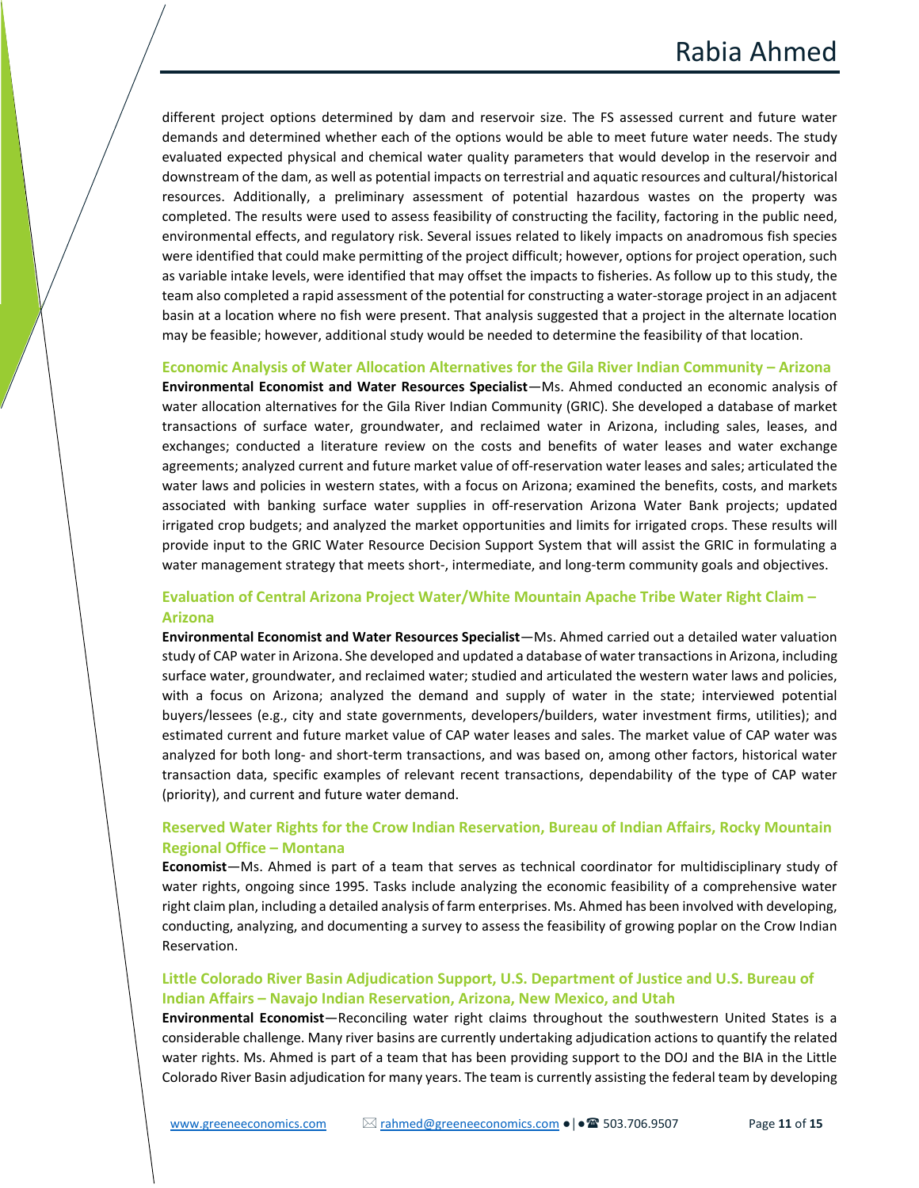different project options determined by dam and reservoir size. The FS assessed current and future water demands and determined whether each of the options would be able to meet future water needs. The study evaluated expected physical and chemical water quality parameters that would develop in the reservoir and downstream of the dam, as well as potential impacts on terrestrial and aquatic resources and cultural/historical resources. Additionally, a preliminary assessment of potential hazardous wastes on the property was completed. The results were used to assess feasibility of constructing the facility, factoring in the public need, environmental effects, and regulatory risk. Several issues related to likely impacts on anadromous fish species were identified that could make permitting of the project difficult; however, options for project operation, such as variable intake levels, were identified that may offset the impacts to fisheries. As follow up to this study, the team also completed a rapid assessment of the potential for constructing a water-storage project in an adjacent basin at a location where no fish were present. That analysis suggested that a project in the alternate location may be feasible; however, additional study would be needed to determine the feasibility of that location.

### Economic Analysis of Water Allocation Alternatives for the Gila River Indian Community – Arizona

**Environmental Economist and Water Resources Specialist**—Ms. Ahmed conducted an economic analysis of water allocation alternatives for the Gila River Indian Community (GRIC). She developed a database of market transactions of surface water, groundwater, and reclaimed water in Arizona, including sales, leases, and exchanges; conducted a literature review on the costs and benefits of water leases and water exchange agreements; analyzed current and future market value of off-reservation water leases and sales; articulated the water laws and policies in western states, with a focus on Arizona; examined the benefits, costs, and markets associated with banking surface water supplies in off-reservation Arizona Water Bank projects; updated irrigated crop budgets; and analyzed the market opportunities and limits for irrigated crops. These results will provide input to the GRIC Water Resource Decision Support System that will assist the GRIC in formulating a water management strategy that meets short-, intermediate, and long-term community goals and objectives.

### Evaluation of Central Arizona Project Water/White Mountain Apache Tribe Water Right Claim – Arizona

**Environmental Economist and Water Resources Specialist**—Ms. Ahmed carried out a detailed water valuation study of CAP water in Arizona. She developed and updated a database of water transactions in Arizona, including surface water, groundwater, and reclaimed water; studied and articulated the western water laws and policies, with a focus on Arizona; analyzed the demand and supply of water in the state; interviewed potential buyers/lessees (e.g., city and state governments, developers/builders, water investment firms, utilities); and estimated current and future market value of CAP water leases and sales. The market value of CAP water was analyzed for both long- and short-term transactions, and was based on, among other factors, historical water transaction data, specific examples of relevant recent transactions, dependability of the type of CAP water (priority), and current and future water demand.

### Reserved Water Rights for the Crow Indian Reservation, Bureau of Indian Affairs, Rocky Mountain Regional Office – Montana

**Economist**—Ms. Ahmed is part of a team that serves as technical coordinator for multidisciplinary study of water rights, ongoing since 1995. Tasks include analyzing the economic feasibility of a comprehensive water right claim plan, including a detailed analysis of farm enterprises. Ms. Ahmed has been involved with developing, conducting, analyzing, and documenting a survey to assess the feasibility of growing poplar on the Crow Indian Reservation.

### Little Colorado River Basin Adjudication Support, U.S. Department of Justice and U.S. Bureau of Indian Affairs – Navajo Indian Reservation, Arizona, New Mexico, and Utah

**Environmental Economist**—Reconciling water right claims throughout the southwestern United States is a considerable challenge. Many river basins are currently undertaking adjudication actions to quantify the related water rights. Ms. Ahmed is part of a team that has been providing support to the DOJ and the BIA in the Little Colorado River Basin adjudication for many years. The team is currently assisting the federal team by developing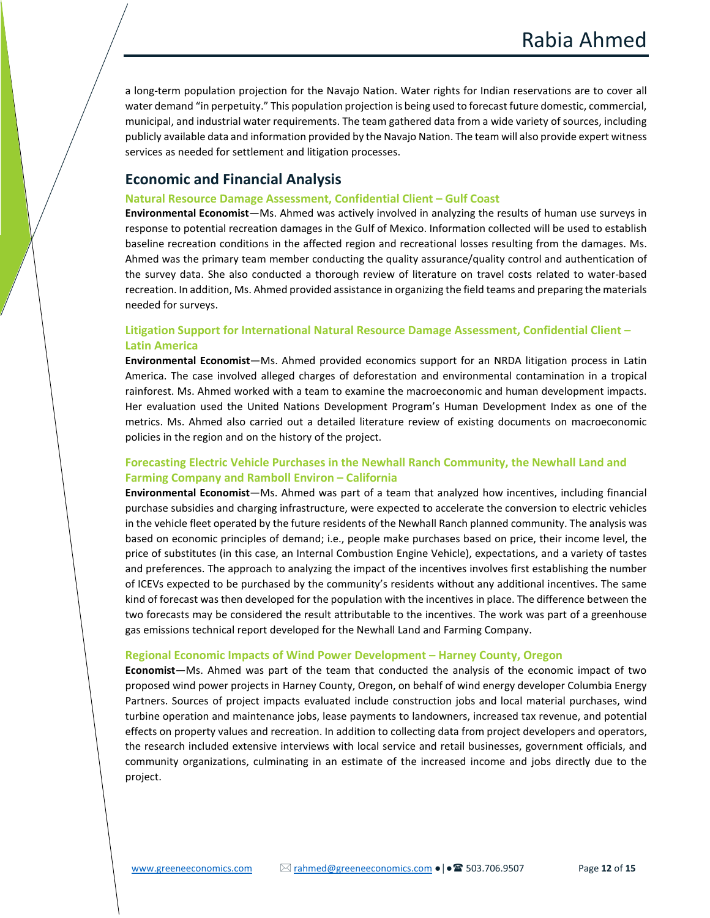a long-term population projection for the Navajo Nation. Water rights for Indian reservations are to cover all water demand "in perpetuity." This population projection is being used to forecast future domestic, commercial, municipal, and industrial water requirements. The team gathered data from a wide variety of sources, including publicly available data and information provided by the Navajo Nation. The team will also provide expert witness services as needed for settlement and litigation processes.

## Economic and Financial Analysis

### Natural Resource Damage Assessment, Confidential Client – Gulf Coast

**Environmental Economist**—Ms. Ahmed was actively involved in analyzing the results of human use surveys in response to potential recreation damages in the Gulf of Mexico. Information collected will be used to establish baseline recreation conditions in the affected region and recreational losses resulting from the damages. Ms. Ahmed was the primary team member conducting the quality assurance/quality control and authentication of the survey data. She also conducted a thorough review of literature on travel costs related to water-based recreation. In addition, Ms. Ahmed provided assistance in organizing the field teams and preparing the materials needed for surveys.

### Litigation Support for International Natural Resource Damage Assessment, Confidential Client – Latin America

**Environmental Economist**—Ms. Ahmed provided economics support for an NRDA litigation process in Latin America. The case involved alleged charges of deforestation and environmental contamination in a tropical rainforest. Ms. Ahmed worked with a team to examine the macroeconomic and human development impacts. Her evaluation used the United Nations Development Program's Human Development Index as one of the metrics. Ms. Ahmed also carried out a detailed literature review of existing documents on macroeconomic policies in the region and on the history of the project.

### Forecasting Electric Vehicle Purchases in the Newhall Ranch Community, the Newhall Land and Farming Company and Ramboll Environ – California

**Environmental Economist**—Ms. Ahmed was part of a team that analyzed how incentives, including financial purchase subsidies and charging infrastructure, were expected to accelerate the conversion to electric vehicles in the vehicle fleet operated by the future residents of the Newhall Ranch planned community. The analysis was based on economic principles of demand; i.e., people make purchases based on price, their income level, the price of substitutes (in this case, an Internal Combustion Engine Vehicle), expectations, and a variety of tastes and preferences. The approach to analyzing the impact of the incentives involves first establishing the number of ICEVs expected to be purchased by the community's residents without any additional incentives. The same kind of forecast was then developed for the population with the incentives in place. The difference between the two forecasts may be considered the result attributable to the incentives. The work was part of a greenhouse gas emissions technical report developed for the Newhall Land and Farming Company.

### Regional Economic Impacts of Wind Power Development – Harney County, Oregon

**Economist**—Ms. Ahmed was part of the team that conducted the analysis of the economic impact of two proposed wind power projects in Harney County, Oregon, on behalf of wind energy developer Columbia Energy Partners. Sources of project impacts evaluated include construction jobs and local material purchases, wind turbine operation and maintenance jobs, lease payments to landowners, increased tax revenue, and potential effects on property values and recreation. In addition to collecting data from project developers and operators, the research included extensive interviews with local service and retail businesses, government officials, and community organizations, culminating in an estimate of the increased income and jobs directly due to the project.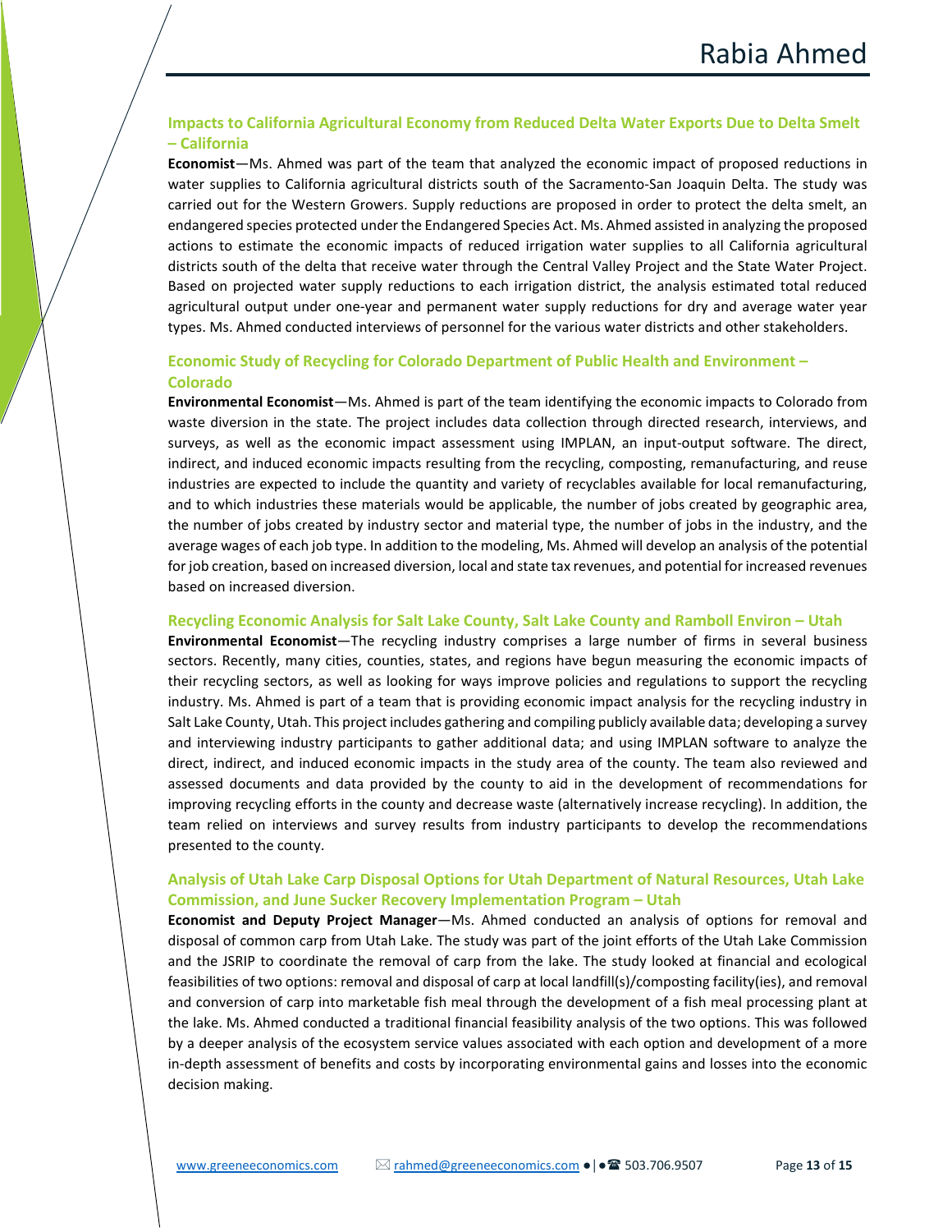### Impacts to California Agricultural Economy from Reduced Delta Water Exports Due to Delta Smelt – California

**Economist**—Ms. Ahmed was part of the team that analyzed the economic impact of proposed reductions in water supplies to California agricultural districts south of the Sacramento-San Joaquin Delta. The study was carried out for the Western Growers. Supply reductions are proposed in order to protect the delta smelt, an endangered species protected under the Endangered Species Act. Ms. Ahmed assisted in analyzing the proposed actions to estimate the economic impacts of reduced irrigation water supplies to all California agricultural districts south of the delta that receive water through the Central Valley Project and the State Water Project. Based on projected water supply reductions to each irrigation district, the analysis estimated total reduced agricultural output under one-year and permanent water supply reductions for dry and average water year types. Ms. Ahmed conducted interviews of personnel for the various water districts and other stakeholders.

### Economic Study of Recycling for Colorado Department of Public Health and Environment – Colorado

**Environmental Economist**—Ms. Ahmed is part of the team identifying the economic impacts to Colorado from waste diversion in the state. The project includes data collection through directed research, interviews, and surveys, as well as the economic impact assessment using IMPLAN, an input-output software. The direct, indirect, and induced economic impacts resulting from the recycling, composting, remanufacturing, and reuse industries are expected to include the quantity and variety of recyclables available for local remanufacturing, and to which industries these materials would be applicable, the number of jobs created by geographic area, the number of jobs created by industry sector and material type, the number of jobs in the industry, and the average wages of each job type. In addition to the modeling, Ms. Ahmed will develop an analysis of the potential for job creation, based on increased diversion, local and state tax revenues, and potential for increased revenues based on increased diversion.

### Recycling Economic Analysis for Salt Lake County, Salt Lake County and Ramboll Environ – Utah

**Environmental Economist**—The recycling industry comprises a large number of firms in several business sectors. Recently, many cities, counties, states, and regions have begun measuring the economic impacts of their recycling sectors, as well as looking for ways improve policies and regulations to support the recycling industry. Ms. Ahmed is part of a team that is providing economic impact analysis for the recycling industry in Salt Lake County, Utah. This project includes gathering and compiling publicly available data; developing a survey and interviewing industry participants to gather additional data; and using IMPLAN software to analyze the direct, indirect, and induced economic impacts in the study area of the county. The team also reviewed and assessed documents and data provided by the county to aid in the development of recommendations for improving recycling efforts in the county and decrease waste (alternatively increase recycling). In addition, the team relied on interviews and survey results from industry participants to develop the recommendations presented to the county.

### Analysis of Utah Lake Carp Disposal Options for Utah Department of Natural Resources, Utah Lake Commission, and June Sucker Recovery Implementation Program – Utah

**Economist and Deputy Project Manager**—Ms. Ahmed conducted an analysis of options for removal and disposal of common carp from Utah Lake. The study was part of the joint efforts of the Utah Lake Commission and the JSRIP to coordinate the removal of carp from the lake. The study looked at financial and ecological feasibilities of two options: removal and disposal of carp at local landfill(s)/composting facility(ies), and removal and conversion of carp into marketable fish meal through the development of a fish meal processing plant at the lake. Ms. Ahmed conducted a traditional financial feasibility analysis of the two options. This was followed by a deeper analysis of the ecosystem service values associated with each option and development of a more in-depth assessment of benefits and costs by incorporating environmental gains and losses into the economic decision making.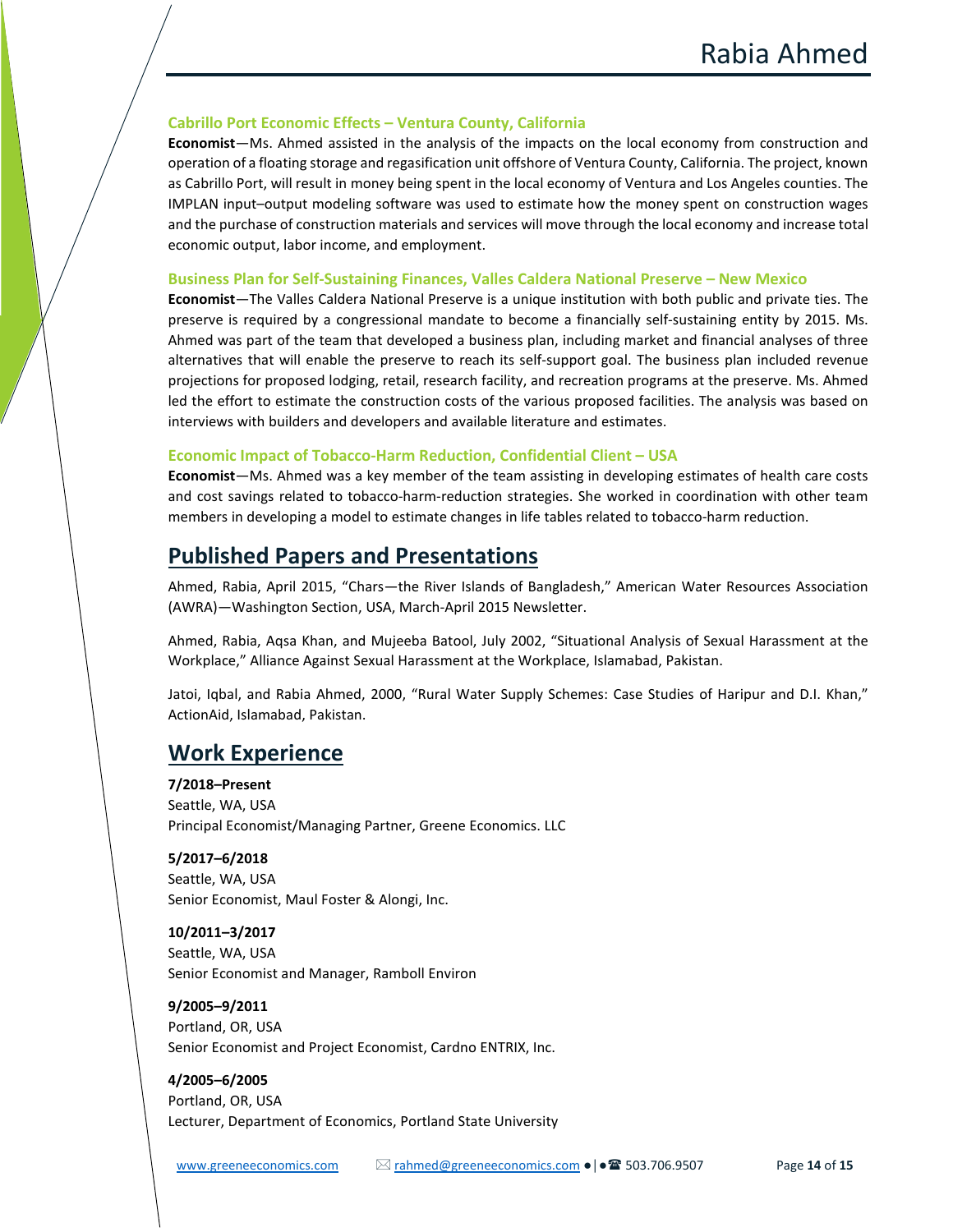### Cabrillo Port Economic Effects – Ventura County, California

**Economist**—Ms. Ahmed assisted in the analysis of the impacts on the local economy from construction and operation of a floating storage and regasification unit offshore of Ventura County, California. The project, known as Cabrillo Port, will result in money being spent in the local economy of Ventura and Los Angeles counties. The IMPLAN input–output modeling software was used to estimate how the money spent on construction wages and the purchase of construction materials and services will move through the local economy and increase total economic output, labor income, and employment.

### Business Plan for Self-Sustaining Finances, Valles Caldera National Preserve – New Mexico

**Economist**—The Valles Caldera National Preserve is a unique institution with both public and private ties. The preserve is required by a congressional mandate to become a financially self-sustaining entity by 2015. Ms. Ahmed was part of the team that developed a business plan, including market and financial analyses of three alternatives that will enable the preserve to reach its self-support goal. The business plan included revenue projections for proposed lodging, retail, research facility, and recreation programs at the preserve. Ms. Ahmed led the effort to estimate the construction costs of the various proposed facilities. The analysis was based on interviews with builders and developers and available literature and estimates.

### Economic Impact of Tobacco-Harm Reduction, Confidential Client – USA

**Economist**—Ms. Ahmed was a key member of the team assisting in developing estimates of health care costs and cost savings related to tobacco-harm-reduction strategies. She worked in coordination with other team members in developing a model to estimate changes in life tables related to tobacco-harm reduction.

## Published Papers and Presentations

Ahmed, Rabia, April 2015, "Chars—the River Islands of Bangladesh," American Water Resources Association (AWRA)—Washington Section, USA, March-April 2015 Newsletter.

Ahmed, Rabia, Aqsa Khan, and Mujeeba Batool, July 2002, "Situational Analysis of Sexual Harassment at the Workplace," Alliance Against Sexual Harassment at the Workplace, Islamabad, Pakistan.

Jatoi, Iqbal, and Rabia Ahmed, 2000, "Rural Water Supply Schemes: Case Studies of Haripur and D.I. Khan," ActionAid, Islamabad, Pakistan.

## Work Experience

**7/2018–Present**
Seattle, WA, USA
Principal Economist/Managing Partner, Greene Economics. LLC

**5/2017–6/2018**
Seattle, WA, USA
Senior Economist, Maul Foster & Alongi, Inc.

**10/2011–3/2017**
Seattle, WA, USA
Senior Economist and Manager, Ramboll Environ

**9/2005–9/2011**
Portland, OR, USA
Senior Economist and Project Economist, Cardno ENTRIX, Inc.

**4/2005–6/2005**
Portland, OR, USA
Lecturer, Department of Economics, Portland State University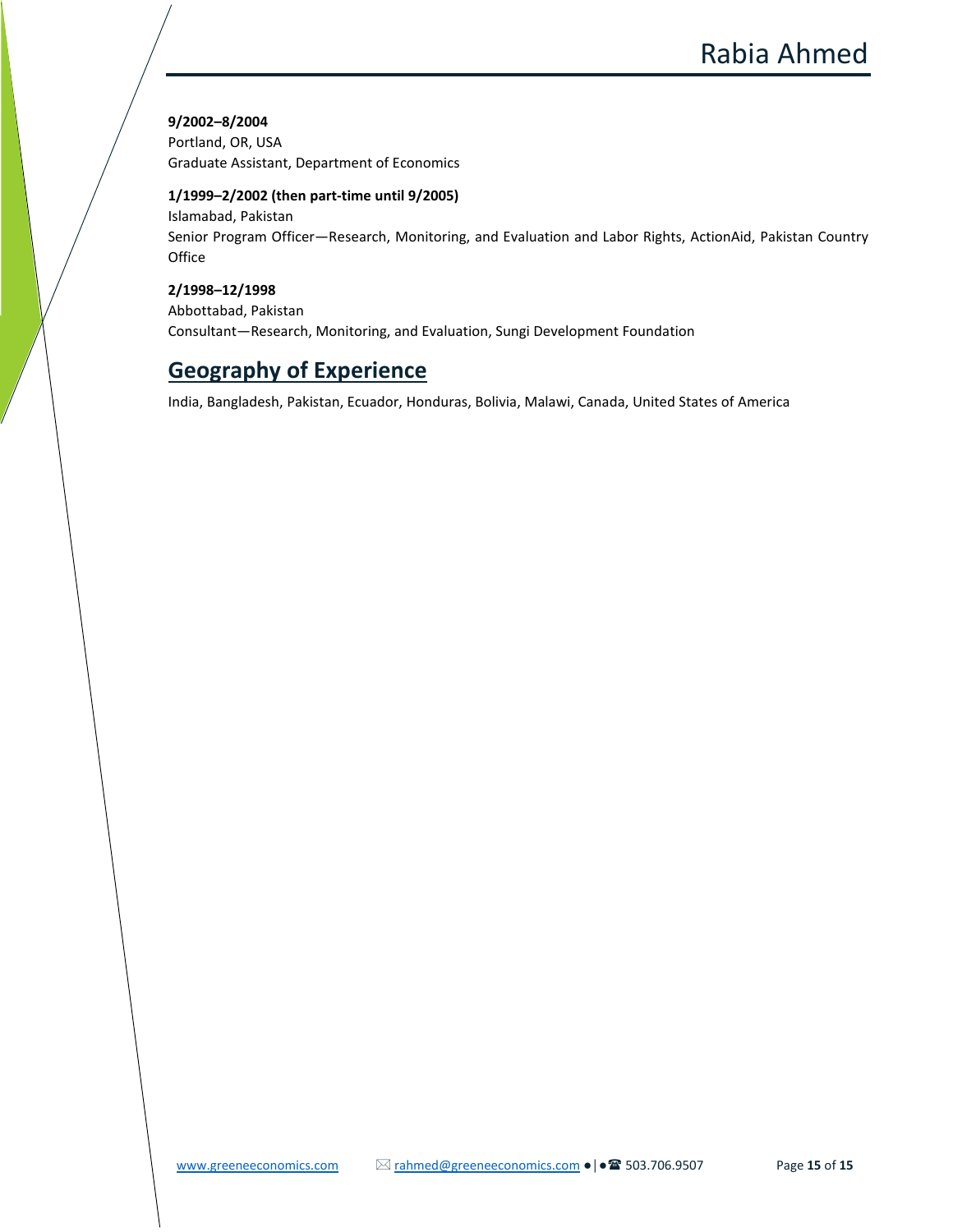**9/2002–8/2004**
Portland, OR, USA
Graduate Assistant, Department of Economics

**1/1999–2/2002 (then part-time until 9/2005)**
Islamabad, Pakistan
Senior Program Officer—Research, Monitoring, and Evaluation and Labor Rights, ActionAid, Pakistan Country Office

**2/1998–12/1998**
Abbottabad, Pakistan
Consultant—Research, Monitoring, and Evaluation, Sungi Development Foundation

## Geography of Experience

India, Bangladesh, Pakistan, Ecuador, Honduras, Bolivia, Malawi, Canada, United States of America